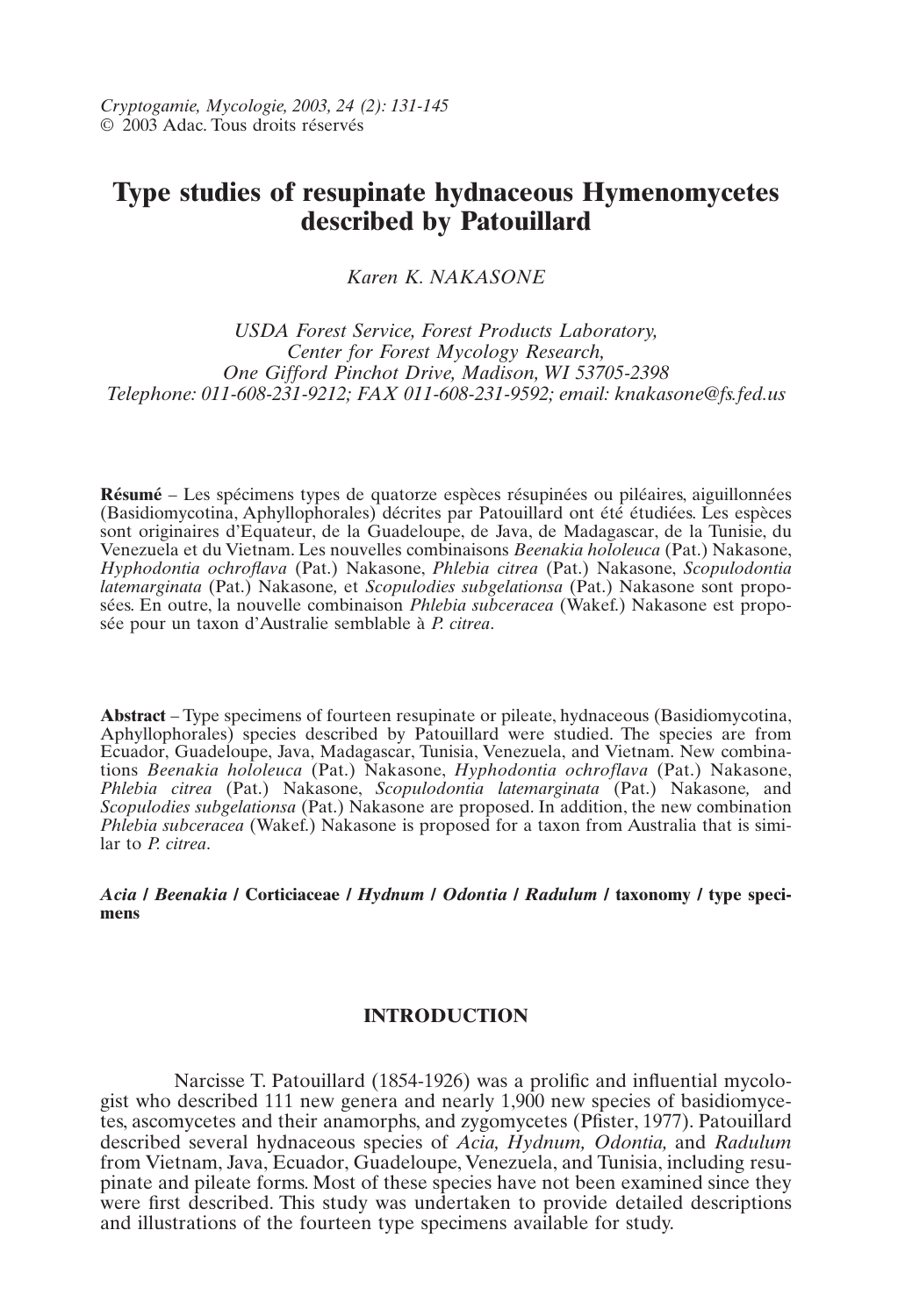# Type studies of resupinate hydnaceous Hymenomycetes described by Patouillard

*Karen K. NAKASONE*

*USDA Forest Service, Forest Products Laboratory, Center for Forest Mycology Research, One Gifford Pinchot Drive, Madison, WI 53705-2398*
*Telephone: 011-608-231-9212; FAX 011-608-231-9592; email: knakasone@fs.fed.us*

**Résumé** – Les spécimens types de quatorze espèces résupinées ou piléaires, aiguillonnées (Basidiomycotina, Aphyllophorales) décrites par Patouillard ont été étudiées. Les espèces sont originaires d'Equateur, de la Guadeloupe, de Java, de Madagascar, de la Tunisie, du Venezuela et du Vietnam. Les nouvelles combinaisons *Beenakia hololeuca* (Pat.) Nakasone, *Hyphodontia ochroflava* (Pat.) Nakasone, *Phlebia citrea* (Pat.) Nakasone, *Scopulodontia latemarginata* (Pat.) Nakasone*,* et *Scopulodies subgelationsa* (Pat.) Nakasone sont proposées. En outre, la nouvelle combinaison *Phlebia subceracea* (Wakef.) Nakasone est proposée pour un taxon d'Australie semblable à *P. citrea*.

**Abstract** – Type specimens of fourteen resupinate or pileate, hydnaceous (Basidiomycotina, Aphyllophorales) species described by Patouillard were studied. The species are from Ecuador, Guadeloupe, Java, Madagascar, Tunisia, Venezuela, and Vietnam. New combinations *Beenakia hololeuca* (Pat.) Nakasone, *Hyphodontia ochroflava* (Pat.) Nakasone, *Phlebia citrea* (Pat.) Nakasone, *Scopulodontia latemarginata* (Pat.) Nakasone*,* and *Scopulodies subgelationsa* (Pat.) Nakasone are proposed. In addition, the new combination *Phlebia subceracea* (Wakef.) Nakasone is proposed for a taxon from Australia that is similar to *P. citrea*.

***Acia* / *Beenakia* / Corticiaceae / *Hydnum* / *Odontia* / *Radulum* / taxonomy / type specimens**

## INTRODUCTION

Narcisse T. Patouillard (1854-1926) was a prolific and influential mycologist who described 111 new genera and nearly 1,900 new species of basidiomycetes, ascomycetes and their anamorphs, and zygomycetes (Pfister, 1977). Patouillard described several hydnaceous species of *Acia, Hydnum, Odontia,* and *Radulum* from Vietnam, Java, Ecuador, Guadeloupe, Venezuela, and Tunisia, from resupinate and pileate forms. Most of these species have not been examined since they were first described. This study was undertaken to provide detailed descriptions and illustrations of the fourteen type specimens available for study.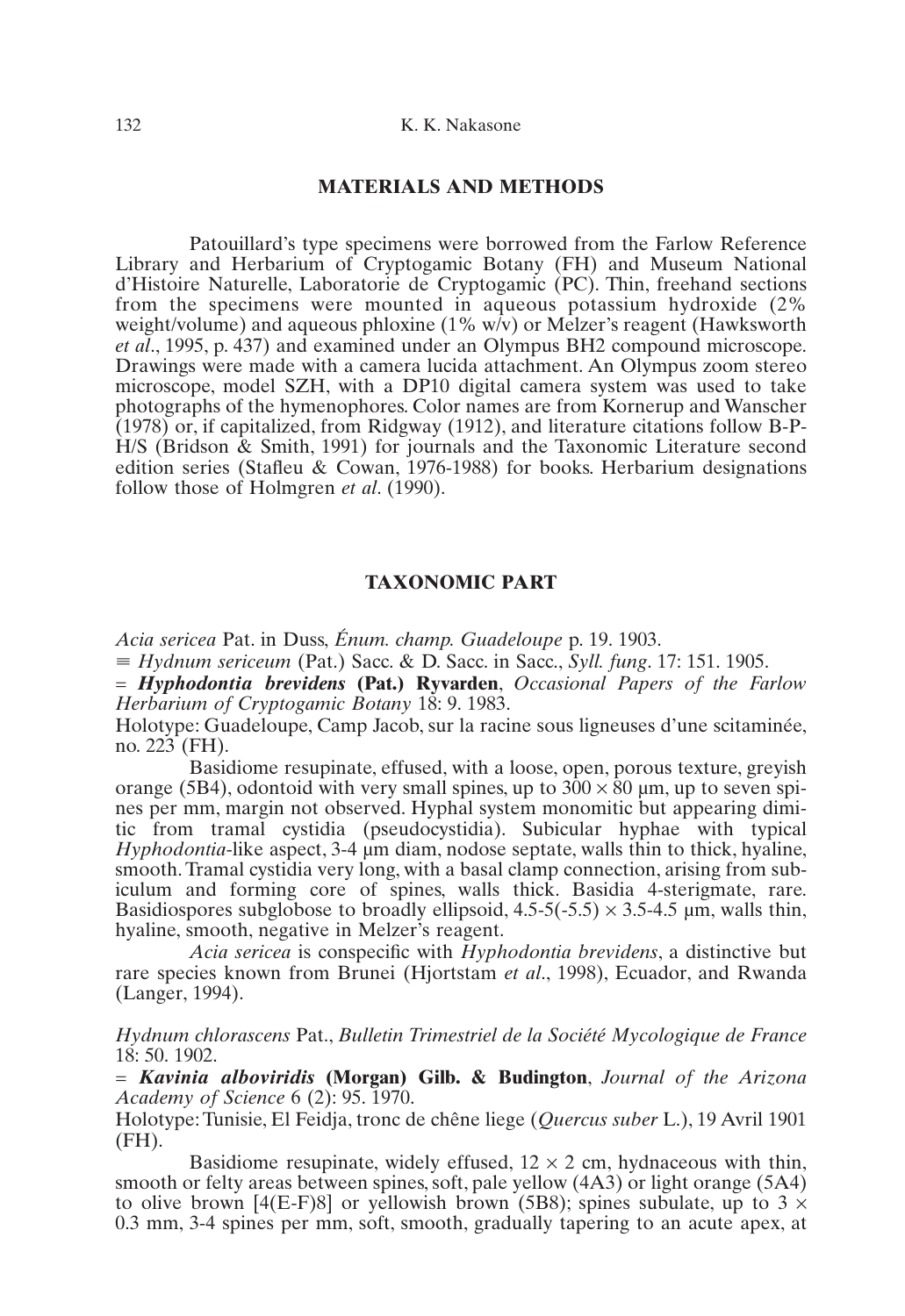## MATERIALS AND METHODS

Patouillard's type specimens were borrowed from the Farlow Reference Library and Herbarium of Cryptogamic Botany (FH) and Museum National d'Histoire Naturelle, Laboratorie de Cryptogamic (PC). Thin, freehand sections from the specimens were mounted in aqueous potassium hydroxide (2% weight/volume) and aqueous phloxine (1% w/v) or Melzer's reagent (Hawksworth *et al*., 1995, p. 437) and examined under an Olympus BH2 compound microscope. Drawings were made with a camera lucida attachment. An Olympus zoom stereo microscope, model SZH, with a DP10 digital camera system was used to take photographs of the hymenophores. Color names are from Kornerup and Wanscher (1978) or, if capitalized, from Ridgway (1912), and literature citations follow B-P-H/S (Bridson & Smith, 1991) for journals and the Taxonomic Literature second edition series (Stafleu & Cowan, 1976-1988) for books. Herbarium designations follow those of Holmgren *et al*. (1990).

## TAXONOMIC PART

*Acia sericea* Pat. in Duss, *Énum. champ. Guadeloupe* p. 19. 1903.

≡ *Hydnum sericeum* (Pat.) Sacc. & D. Sacc. in Sacc., *Syll. fung*. 17: 151. 1905.

= ***Hyphodontia brevidens* (Pat.) Ryvarden**, *Occasional Papers of the Farlow Herbarium of Cryptogamic Botany* 18: 9. 1983.

Holotype: Guadeloupe, Camp Jacob, sur la racine sous ligneuses d'une scitaminée, no. 223 (FH).

Basidiome resupinate, effused, with a loose, open, porous texture, greyish orange (5B4), odontoid with very small spines, up to 300 × 80 µm, up to seven spines per mm, margin not observed. Hyphal system monomitic but appearing dimitic from tramal cystidia (pseudocystidia). Subicular hyphae with typical *Hyphodontia*-like aspect, 3-4 µm diam, nodose septate, walls thin to thick, hyaline, smooth. Tramal cystidia very long, with a basal clamp connection, arising from subiculum and forming core of spines, walls thick. Basidia 4-sterigmate, rare. Basidiospores subglobose to broadly ellipsoid, 4.5-5(-5.5) × 3.5-4.5 µm, walls thin, hyaline, smooth, negative in Melzer's reagent.

*Acia sericea* is conspecific with *Hyphodontia brevidens*, a distinctive but rare species known from Brunei (Hjortstam *et al*., 1998), Ecuador, and Rwanda (Langer, 1994).

*Hydnum chlorascens* Pat., *Bulletin Trimestriel de la Société Mycologique de France* 18: 50. 1902.

= ***Kavinia alboviridis* (Morgan) Gilb. & Budington**, *Journal of the Arizona Academy of Science* 6 (2): 95. 1970.

Holotype: Tunisie, El Feidja, tronc de chêne liege (*Quercus suber* L.), 19 Avril 1901 (FH).

Basidiome resupinate, widely effused, 12 × 2 cm, hydnaceous with thin, smooth or felty areas between spines, soft, pale yellow (4A3) or light orange (5A4) to olive brown [4(E-F)8] or yellowish brown (5B8); spines subulate, up to 3 × 0.3 mm, 3-4 spines per mm, soft, smooth, gradually tapering to an acute apex, at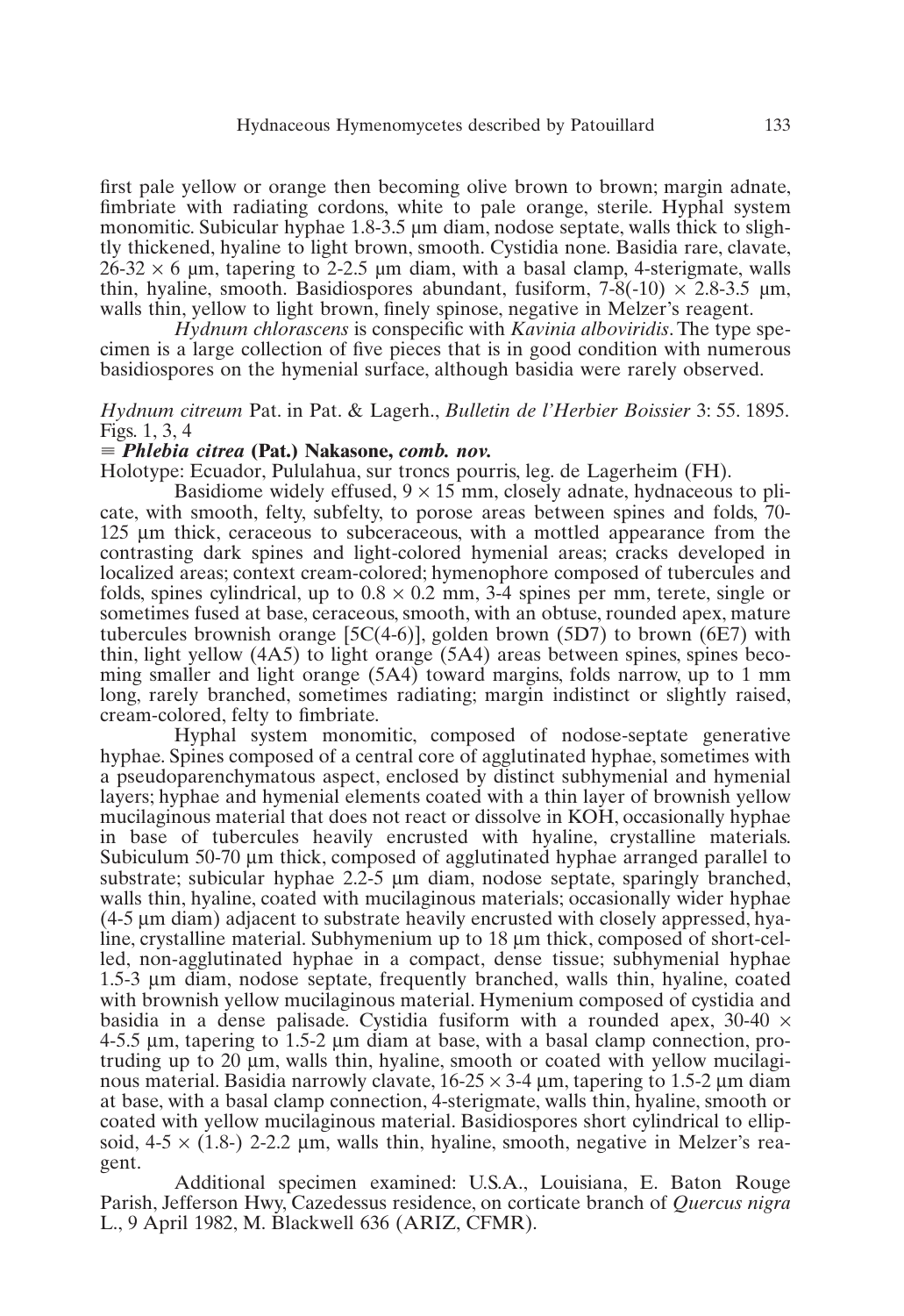first pale yellow or orange then becoming olive brown to brown; margin adnate, fimbriate with radiating cordons, white to pale orange, sterile. Hyphal system monomitic. Subicular hyphae 1.8-3.5 µm diam, nodose septate, walls thick to slightly thickened, hyaline to light brown, smooth. Cystidia none. Basidia rare, clavate, 26-32 × 6 µm, tapering to 2-2.5 µm diam, with a basal clamp, 4-sterigmate, walls thin, hyaline, smooth. Basidiospores abundant, fusiform, 7-8(-10) × 2.8-3.5 µm, walls thin, yellow to light brown, finely spinose, negative in Melzer's reagent.

*Hydnum chlorascens* is conspecific with *Kavinia alboviridis*. The type specimen is a large collection of five pieces that is in good condition with numerous basidiospores on the hymenial surface, although basidia were rarely observed.

*Hydnum citreum* Pat. in Pat. & Lagerh., *Bulletin de l'Herbier Boissier* 3: 55. 1895. Figs. 1, 3, 4

≡ ***Phlebia citrea*** **(Pat.) Nakasone,** ***comb. nov.***

Holotype: Ecuador, Pululahua, sur troncs pourris, leg. de Lagerheim (FH).

Basidiome widely effused, 9 × 15 mm, closely adnate, hydnaceous to plicate, with smooth, felty, subfelty, to porose areas between spines and folds, 70-125 µm thick, ceraceous to subceraceous, with a mottled appearance from the contrasting dark spines and light-colored hymenial areas; cracks developed in localized areas; context cream-colored; hymenophore composed of tubercules and folds, spines cylindrical, up to 0.8 × 0.2 mm, 3-4 spines per mm, terete, single or sometimes fused at base, ceraceous, smooth, with an obtuse, rounded apex, mature tubercules brownish orange [5C(4-6)], golden brown (5D7) to brown (6E7) with thin, light yellow (4A5) to light orange (5A4) areas between spines, spines becoming smaller and light orange (5A4) toward margins, folds narrow, up to 1 mm long, rarely branched, sometimes radiating; margin indistinct or slightly raised, cream-colored, felty to fimbriate.

Hyphal system monomitic, composed of nodose-septate generative hyphae. Spines composed of a central core of agglutinated hyphae, sometimes with a pseudoparenchymatous aspect, enclosed by distinct subhymenial and hymenial layers; hyphae and hymenial elements coated with a thin layer of brownish yellow mucilaginous material that does not react or dissolve in KOH, occasionally hyphae in base of tubercules heavily encrusted with hyaline, crystalline materials. Subiculum 50-70 µm thick, composed of agglutinated hyphae arranged parallel to substrate; subicular hyphae 2.2-5 µm diam, nodose septate, sparingly branched, walls thin, hyaline, coated with mucilaginous materials; occasionally wider hyphae (4-5 µm diam) adjacent to substrate heavily encrusted with closely appressed, hyaline, crystalline material. Subhymenium up to 18 µm thick, composed of short-celled, non-agglutinated hyphae in a compact, dense tissue; subhymenial hyphae 1.5-3 µm diam, nodose septate, frequently branched, walls thin, hyaline, coated with brownish yellow mucilaginous material. Hymenium composed of cystidia and basidia in a dense palisade. Cystidia fusiform with a rounded apex, 30-40 × 4-5.5 µm, tapering to 1.5-2 µm diam at base, with a basal clamp connection, protruding up to 20 µm, walls thin, hyaline, smooth or coated with yellow mucilaginous material. Basidia narrowly clavate, 16-25 × 3-4 µm, tapering to 1.5-2 µm diam at base, with a basal clamp connection, 4-sterigmate, walls thin, hyaline, smooth or coated with yellow mucilaginous material. Basidiospores short cylindrical to ellipsoid, 4-5 × (1.8-) 2-2.2 µm, walls thin, hyaline, smooth, negative in Melzer's reagent.

Additional specimen examined: U.S.A., Louisiana, E. Baton Rouge Parish, Jefferson Hwy, Cazedessus residence, on corticate branch of *Quercus nigra* L., 9 April 1982, M. Blackwell 636 (ARIZ, CFMR).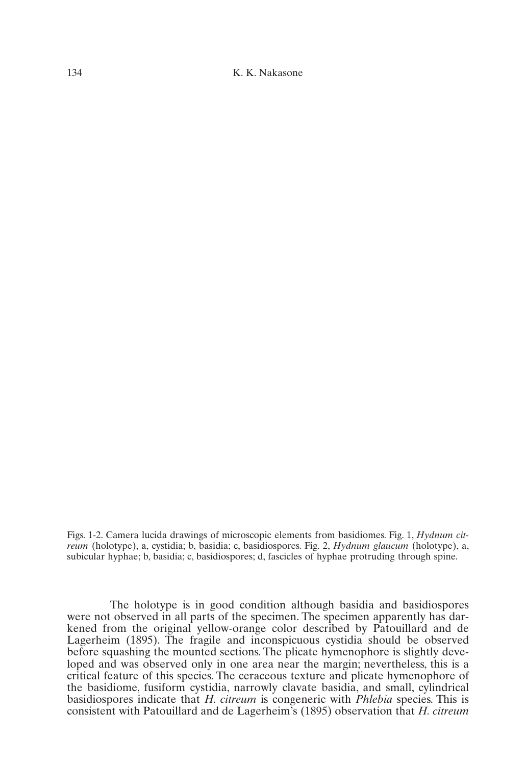Figs. 1-2. Camera lucida drawings of microscopic elements from basidiomes. Fig. 1, *Hydnum citreum* (holotype), a, cystidia; b, basidia; c, basidiospores. Fig. 2, *Hydnum glaucum* (holotype), a, subicular hyphae; b, basidia; c, basidiospores; d, fascicles of hyphae protruding through spine.

The holotype is in good condition although basidia and basidiospores were not observed in all parts of the specimen. The specimen apparently has darkened from the original yellow-orange color described by Patouillard and de Lagerheim (1895). The fragile and inconspicuous cystidia should be observed before squashing the mounted sections. The plicate hymenophore is slightly developed and was observed only in one area near the margin; nevertheless, this is a critical feature of this species. The ceraceous texture and plicate hymenophore of the basidiome, fusiform cystidia, narrowly clavate basidia, and small, cylindrical basidiospores indicate that *H. citreum* is congeneric with *Phlebia* species. This is consistent with Patouillard and de Lagerheim's (1895) observation that *H. citreum*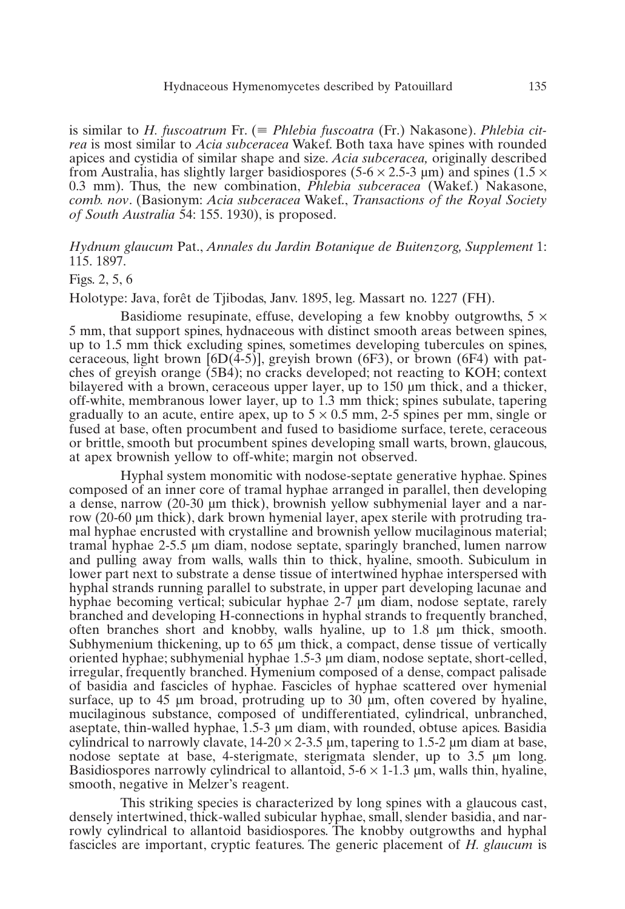is similar to *H. fuscoatrum* Fr. (≡ *Phlebia fuscoatra* (Fr.) Nakasone). *Phlebia citrea* is most similar to *Acia subceracea* Wakef. Both taxa have spines with rounded apices and cystidia of similar shape and size. *Acia subceracea,* originally described from Australia, has slightly larger basidiospores (5-6 × 2.5-3 µm) and spines (1.5 × 0.3 mm). Thus, the new combination, *Phlebia subceracea* (Wakef.) Nakasone, *comb. nov*. (Basionym: *Acia subceracea* Wakef., *Transactions of the Royal Society of South Australia* 54: 155. 1930), is proposed.

*Hydnum glaucum* Pat., *Annales du Jardin Botanique de Buitenzorg, Supplement* 1: 115. 1897.

Figs. 2, 5, 6

Holotype: Java, forêt de Tjibodas, Janv. 1895, leg. Massart no. 1227 (FH).

Basidiome resupinate, effuse, developing a few knobby outgrowths, 5 × 5 mm, that support spines, hydnaceous with distinct smooth areas between spines, up to 1.5 mm thick excluding spines, sometimes developing tubercules on spines, ceraceous, light brown [6D(4-5)], greyish brown (6F3), or brown (6F4) with patches of greyish orange (5B4); no cracks developed; not reacting to KOH; context bilayered with a brown, ceraceous upper layer, up to 150 µm thick, and a thicker, off-white, membranous lower layer, up to 1.3 mm thick; spines subulate, tapering gradually to an acute, entire apex, up to 5 × 0.5 mm, 2-5 spines per mm, single or fused at base, often procumbent and fused to basidiome surface, terete, ceraceous or brittle, smooth but procumbent spines developing small warts, brown, glaucous, at apex brownish yellow to off-white; margin not observed.

Hyphal system monomitic with nodose-septate generative hyphae. Spines composed of an inner core of tramal hyphae arranged in parallel, then developing a dense, narrow (20-30 µm thick), brownish yellow subhymenial layer and a narrow (20-60 µm thick), dark brown hymenial layer, apex sterile with protruding tramal hyphae encrusted with crystalline and brownish yellow mucilaginous material; tramal hyphae 2-5.5 µm diam, nodose septate, sparingly branched, lumen narrow and pulling away from walls, walls thin to thick, hyaline, smooth. Subiculum in lower part next to substrate a dense tissue of intertwined hyphae interspersed with hyphal strands running parallel to substrate, in upper part developing lacunae and hyphae becoming vertical; subicular hyphae 2-7 µm diam, nodose septate, rarely branched and developing H-connections in hyphal strands to frequently branched, often branches short and knobby, walls hyaline, up to 1.8 µm thick, smooth. Subhymenium thickening, up to 65 µm thick, a compact, dense tissue of vertically oriented hyphae; subhymenial hyphae 1.5-3 µm diam, nodose septate, short-celled, irregular, frequently branched. Hymenium composed of a dense, compact palisade of basidia and fascicles of hyphae. Fascicles of hyphae scattered over hymenial surface, up to 45 µm broad, protruding up to 30 µm, often covered by hyaline, mucilaginous substance, composed of undifferentiated, cylindrical, unbranched, aseptate, thin-walled hyphae, 1.5-3 µm diam, with rounded, obtuse apices. Basidia cylindrical to narrowly clavate, 14-20 × 2-3.5 µm, tapering to 1.5-2 µm diam at base, nodose septate at base, 4-sterigmate, sterigmata slender, up to 3.5 µm long. Basidiospores narrowly cylindrical to allantoid, 5-6 × 1-1.3 µm, walls thin, hyaline, smooth, negative in Melzer's reagent.

This striking species is characterized by long spines with a glaucous cast, densely intertwined, thick-walled subicular hyphae, small, slender basidia, and narrowly cylindrical to allantoid basidiospores. The knobby outgrowths and hyphal fascicles are important, cryptic features. The generic placement of *H. glaucum* is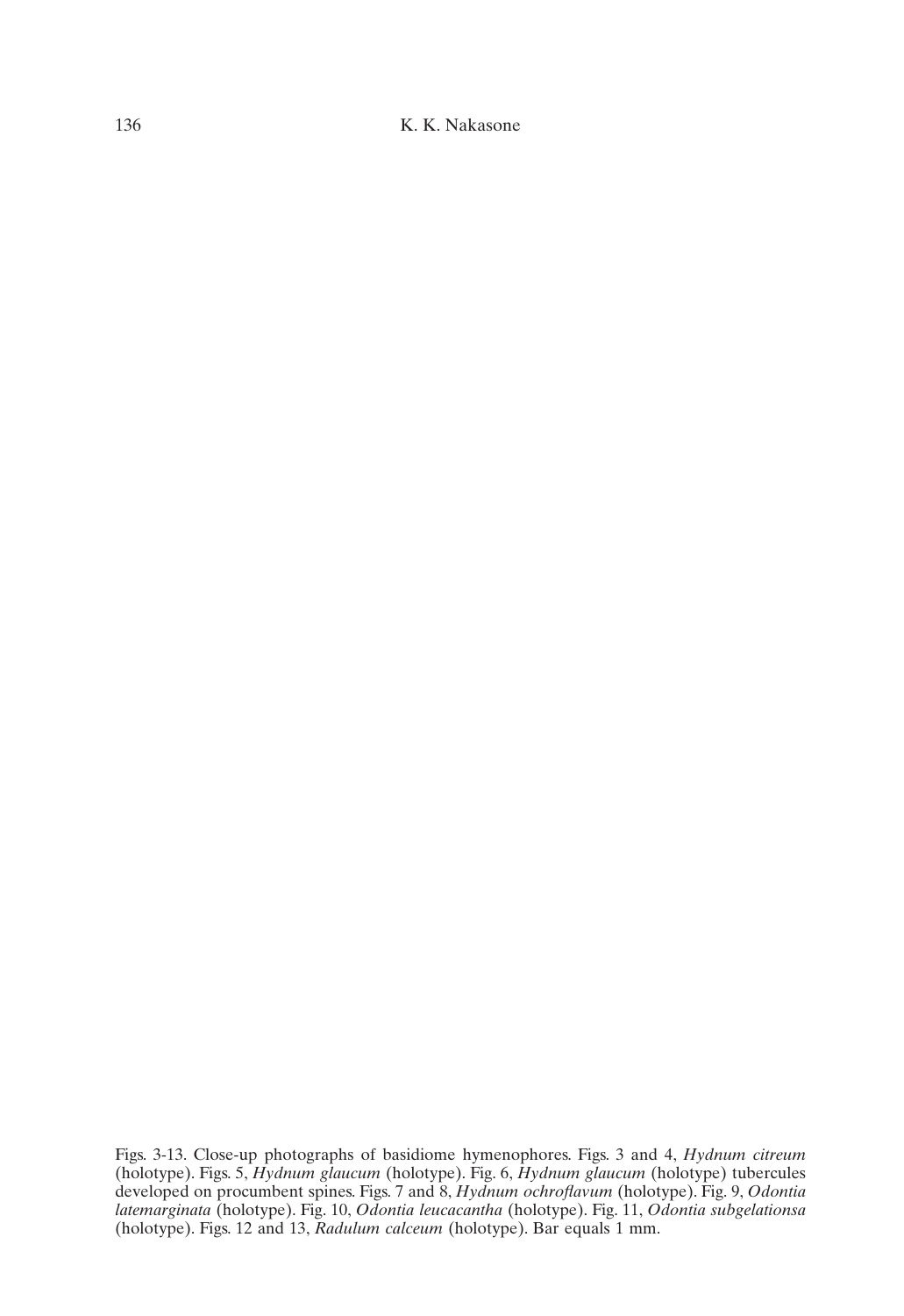Figs. 3-13. Close-up photographs of basidiome hymenophores. Figs. 3 and 4, *Hydnum citreum* (holotype). Figs. 5, *Hydnum glaucum* (holotype). Fig. 6, *Hydnum glaucum* (holotype) tubercules developed on procumbent spines. Figs. 7 and 8, *Hydnum ochroflavum* (holotype). Fig. 9, *Odontia latemarginata* (holotype). Fig. 10, *Odontia leucacantha* (holotype). Fig. 11, *Odontia subgelationsa* (holotype). Figs. 12 and 13, *Radulum calceum* (holotype). Bar equals 1 mm.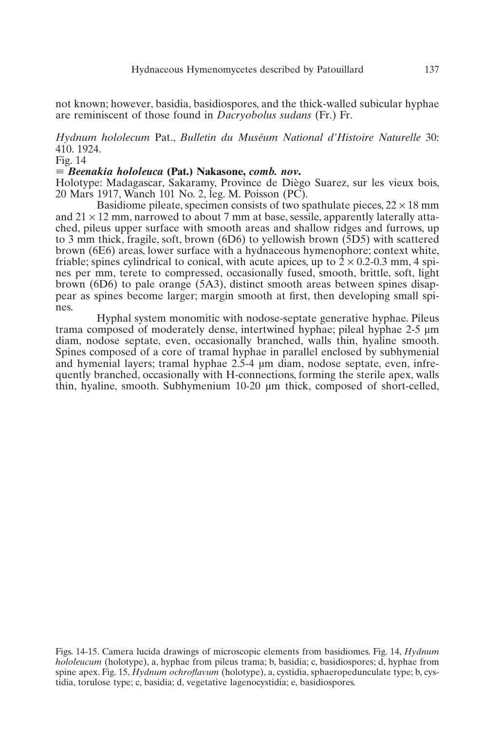not known; however, basidia, basidiospores, and the thick-walled subicular hyphae are reminiscent of those found in *Dacryobolus sudans* (Fr.) Fr.

*Hydnum hololecum* Pat., *Bulletin du Muséum National d'Histoire Naturelle* 30: 410. 1924.

Fig. 14

≡ ***Beenakia hololeuca*** **(Pat.) Nakasone,** ***comb. nov*****.**

Holotype: Madagascar, Sakaramy, Province de Diègo Suarez, sur les vieux bois, 20 Mars 1917, Wanch 101 No. 2, leg. M. Poisson (PC).

Basidiome pileate, specimen consists of two spathulate pieces, 22 × 18 mm and 21 × 12 mm, narrowed to about 7 mm at base, sessile, apparently laterally attached, pileus upper surface with smooth areas and shallow ridges and furrows, up to 3 mm thick, fragile, soft, brown (6D6) to yellowish brown (5D5) with scattered brown (6E6) areas, lower surface with a hydnaceous hymenophore; context white, friable; spines cylindrical to conical, with acute apices, up to 2 × 0.2-0.3 mm, 4 spines per mm, terete to compressed, occasionally fused, smooth, brittle, soft, light brown (6D6) to pale orange (5A3), distinct smooth areas between spines disappear as spines become larger; margin smooth at first, then developing small spines.

Hyphal system monomitic with nodose-septate generative hyphae. Pileus trama composed of moderately dense, intertwined hyphae; pileal hyphae 2-5 µm diam, nodose septate, even, occasionally branched, walls thin, hyaline smooth. Spines composed of a core of tramal hyphae in parallel enclosed by subhymenial and hymenial layers; tramal hyphae 2.5-4 µm diam, nodose septate, even, infrequently branched, occasionally with H-connections, forming the sterile apex, walls thin, hyaline, smooth. Subhymenium 10-20 µm thick, composed of short-celled,

Figs. 14-15. Camera lucida drawings of microscopic elements from basidiomes. Fig. 14, *Hydnum hololeucum* (holotype), a, hyphae from pileus trama; b, basidia; c, basidiospores; d, hyphae from spine apex. Fig. 15, *Hydnum ochroflavum* (holotype), a, cystidia, sphaeropedunculate type; b, cystidia, torulose type; c, basidia; d, vegetative lagenocystidia; e, basidiospores.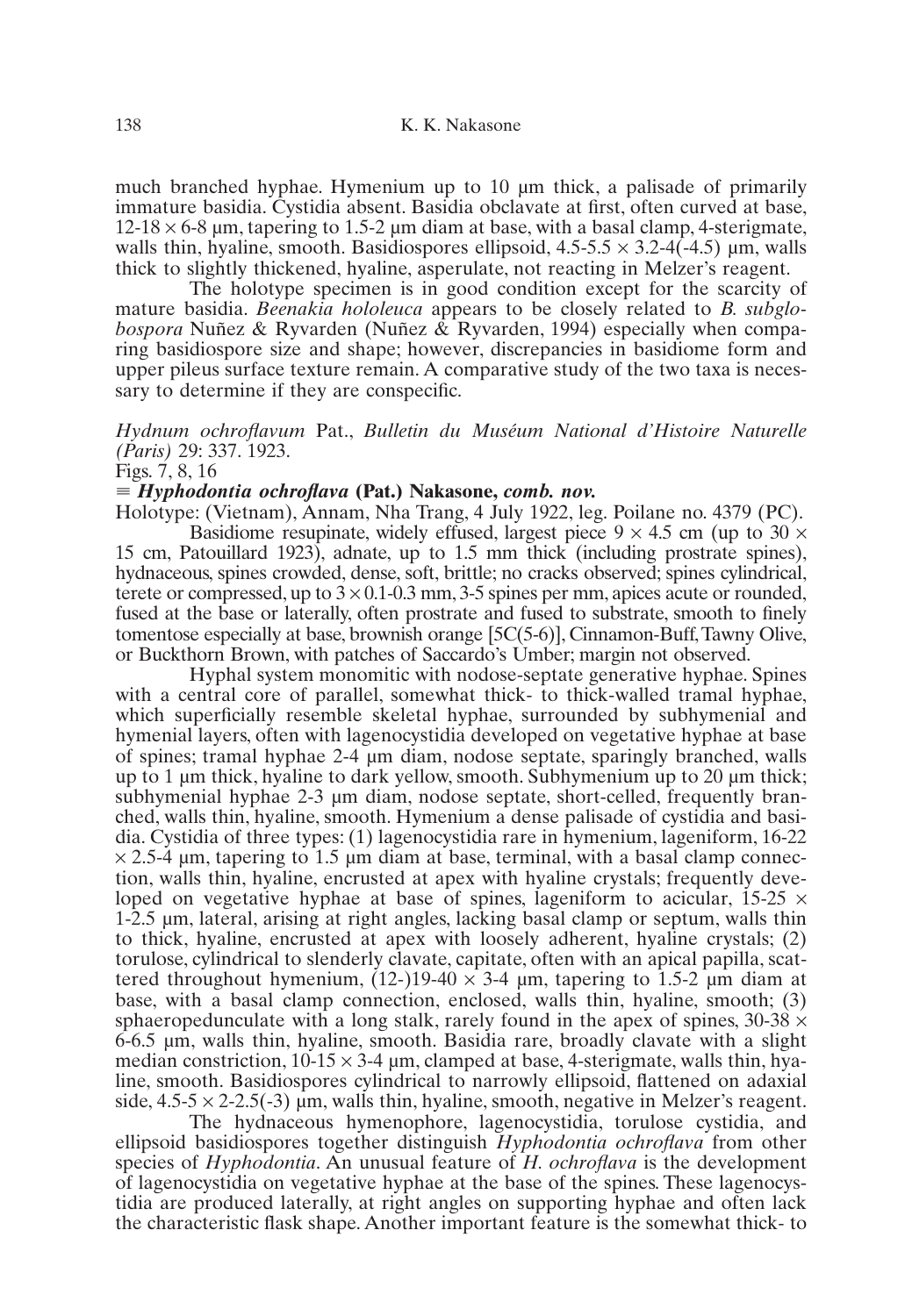much branched hyphae. Hymenium up to 10 µm thick, a palisade of primarily immature basidia. Cystidia absent. Basidia obclavate at first, often curved at base, 12-18 × 6-8 µm, tapering to 1.5-2 µm diam at base, with a basal clamp, 4-sterigmate, walls thin, hyaline, smooth. Basidiospores ellipsoid, 4.5-5.5 × 3.2-4(-4.5) µm, walls thick to slightly thickened, hyaline, asperulate, not reacting in Melzer's reagent.

The holotype specimen is in good condition except for the scarcity of mature basidia. *Beenakia hololeuca* appears to be closely related to *B. subglobospora* Nuñez & Ryvarden (Nuñez & Ryvarden, 1994) especially when comparing basidiospore size and shape; however, discrepancies in basidiome form and upper pileus surface texture remain. A comparative study of the two taxa is necessary to determine if they are conspecific.

*Hydnum ochroflavum* Pat., *Bulletin du Muséum National d'Histoire Naturelle (Paris)* 29: 337. 1923.

Figs. 7, 8, 16

**≡ *Hyphodontia ochroflava* (Pat.) Nakasone, *comb. nov.***

Holotype: (Vietnam), Annam, Nha Trang, 4 July 1922, leg. Poilane no. 4379 (PC).

Basidiome resupinate, widely effused, largest piece 9 × 4.5 cm (up to 30 × 15 cm, Patouillard 1923), adnate, up to 1.5 mm thick (including prostrate spines), hydnaceous, spines crowded, dense, soft, brittle; no cracks observed; spines cylindrical, terete or compressed, up to 3 × 0.1-0.3 mm, 3-5 spines per mm, apices acute or rounded, fused at the base or laterally, often prostrate and fused to substrate, smooth to finely tomentose especially at base, brownish orange [5C(5-6)], Cinnamon-Buff, Tawny Olive, or Buckthorn Brown, with patches of Saccardo's Umber; margin not observed.

Hyphal system monomitic with nodose-septate generative hyphae. Spines with a central core of parallel, somewhat thick- to thick-walled tramal hyphae, which superficially resemble skeletal hyphae, surrounded by subhymenial and hymenial layers, often with lagenocystidia developed on vegetative hyphae at base of spines; tramal hyphae 2-4 µm diam, nodose septate, sparingly branched, walls up to 1 µm thick, hyaline to dark yellow, smooth. Subhymenium up to 20 µm thick; subhymenial hyphae 2-3 µm diam, nodose septate, short-celled, frequently branched, walls thin, hyaline, smooth. Hymenium a dense palisade of cystidia and basidia. Cystidia of three types: (1) lagenocystidia rare in hymenium, lageniform, 16-22 × 2.5-4 µm, tapering to 1.5 µm diam at base, terminal, with a basal clamp connection, walls thin, hyaline, encrusted at apex with hyaline crystals; frequently developed on vegetative hyphae at base of spines, lageniform to acicular, 15-25 × 1-2.5 µm, lateral, arising at right angles, lacking basal clamp or septum, walls thin to thick, hyaline, encrusted at apex with loosely adherent, hyaline crystals; (2) torulose, cylindrical to slenderly clavate, capitate, often with an apical papilla, scattered throughout hymenium, (12-)19-40 × 3-4 µm, tapering to 1.5-2 µm diam at base, with a basal clamp connection, enclosed, walls thin, hyaline, smooth; (3) sphaeropedunculate with a long stalk, rarely found in the apex of spines, 30-38 × 6-6.5 µm, walls thin, hyaline, smooth. Basidia rare, broadly clavate with a slight median constriction, 10-15 × 3-4 µm, clamped at base, 4-sterigmate, walls thin, hyaline, smooth. Basidiospores cylindrical to narrowly ellipsoid, flattened on adaxial side, 4.5-5 × 2-2.5(-3) µm, walls thin, hyaline, smooth, negative in Melzer's reagent.

The hydnaceous hymenophore, lagenocystidia, torulose cystidia, and ellipsoid basidiospores together distinguish *Hyphodontia ochroflava* from other species of *Hyphodontia*. An unusual feature of *H. ochroflava* is the development of lagenocystidia on vegetative hyphae at the base of the spines. These lagenocystidia are produced laterally, at right angles on supporting hyphae and often lack the characteristic flask shape. Another important feature is the somewhat thick- to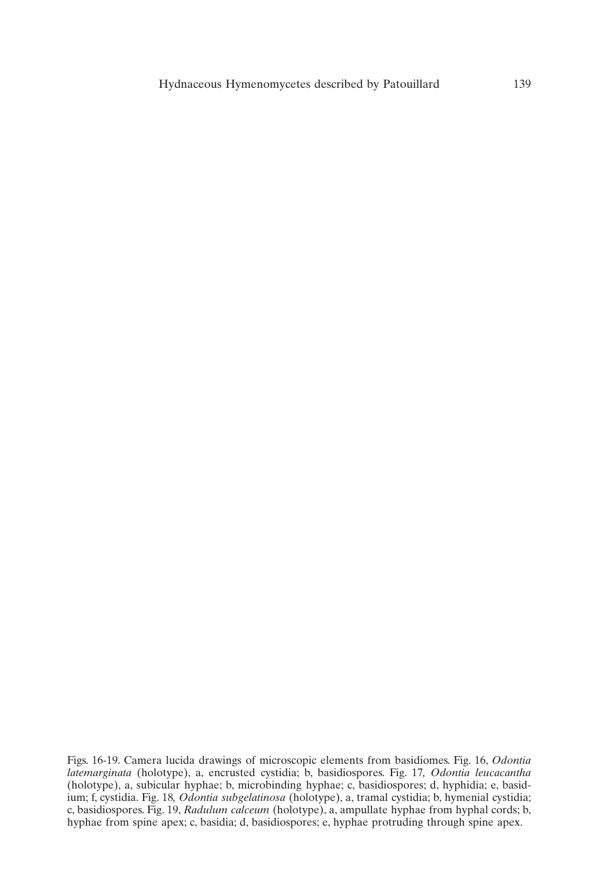Figs. 16-19. Camera lucida drawings of microscopic elements from basidiomes. Fig. 16, *Odontia latemarginata* (holotype), a, encrusted cystidia; b, basidiospores. Fig. 17*, Odontia leucacantha* (holotype), a, subicular hyphae; b, microbinding hyphae; c, basidiospores; d, hyphidia; e, basidium; f, cystidia. Fig. 18*, Odontia subgelatinosa* (holotype), a, tramal cystidia; b, hymenial cystidia; c, basidiospores. Fig. 19, *Radulum calceum* (holotype), a, ampullate hyphae from hyphal cords; b, hyphae from spine apex; c, basidia; d, basidiospores; e, hyphae protruding through spine apex.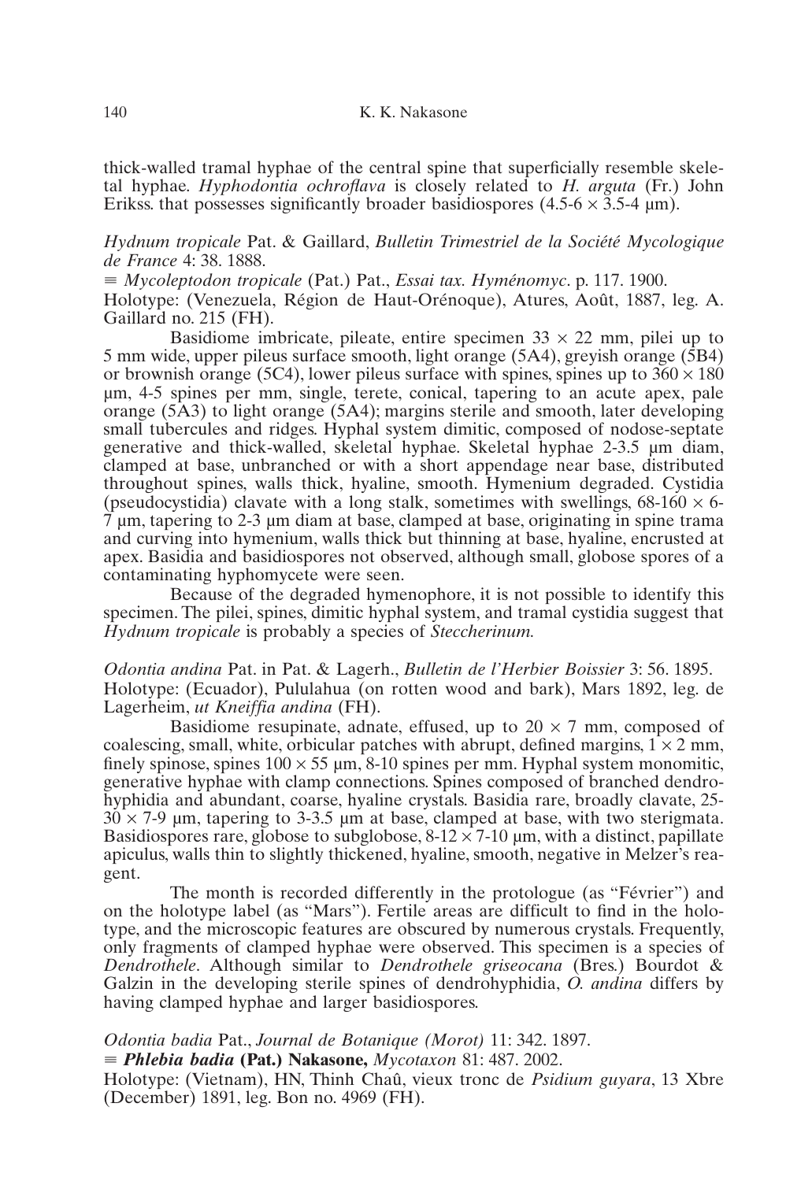thick-walled tramal hyphae of the central spine that superficially resemble skeletal hyphae. *Hyphodontia ochroflava* is closely related to *H. arguta* (Fr.) John Erikss. that possesses significantly broader basidiospores (4.5-6 × 3.5-4 µm).

*Hydnum tropicale* Pat. & Gaillard, *Bulletin Trimestriel de la Société Mycologique de France* 4: 38. 1888.
≡ *Mycoleptodon tropicale* (Pat.) Pat., *Essai tax. Hyménomyc*. p. 117. 1900.
Holotype: (Venezuela, Région de Haut-Orénoque), Atures, Août, 1887, leg. A. Gaillard no. 215 (FH).

Basidiome imbricate, pileate, entire specimen 33 × 22 mm, pilei up to 5 mm wide, upper pileus surface smooth, light orange (5A4), greyish orange (5B4) or brownish orange (5C4), lower pileus surface with spines, spines up to 360 × 180 µm, 4-5 spines per mm, single, terete, conical, tapering to an acute apex, pale orange (5A3) to light orange (5A4); margins sterile and smooth, later developing small tubercules and ridges. Hyphal system dimitic, composed of nodose-septate generative and thick-walled, skeletal hyphae. Skeletal hyphae 2-3.5 µm diam, clamped at base, unbranched or with a short appendage near base, distributed throughout spines, walls thick, hyaline, smooth. Hymenium degraded. Cystidia (pseudocystidia) clavate with a long stalk, sometimes with swellings, 68-160 × 6-7 µm, tapering to 2-3 µm diam at base, clamped at base, originating in spine trama and curving into hymenium, walls thick but thinning at base, hyaline, encrusted at apex. Basidia and basidiospores not observed, although small, globose spores of a contaminating hyphomycete were seen.

Because of the degraded hymenophore, it is not possible to identify this specimen. The pilei, spines, dimitic hyphal system, and tramal cystidia suggest that *Hydnum tropicale* is probably a species of *Steccherinum*.

*Odontia andina* Pat. in Pat. & Lagerh., *Bulletin de l'Herbier Boissier* 3: 56. 1895.
Holotype: (Ecuador), Pululahua (on rotten wood and bark), Mars 1892, leg. de Lagerheim, *ut Kneiffia andina* (FH).

Basidiome resupinate, adnate, effused, up to 20 × 7 mm, composed of coalescing, small, white, orbicular patches with abrupt, defined margins, 1 × 2 mm, finely spinose, spines 100 × 55 µm, 8-10 spines per mm. Hyphal system monomitic, generative hyphae with clamp connections. Spines composed of branched dendrohyphidia and abundant, coarse, hyaline crystals. Basidia rare, broadly clavate, 25-30 × 7-9 µm, tapering to 3-3.5 µm at base, clamped at base, with two sterigmata. Basidiospores rare, globose to subglobose, 8-12 × 7-10 µm, with a distinct, papillate apiculus, walls thin to slightly thickened, hyaline, smooth, negative in Melzer's reagent.

The month is recorded differently in the protologue (as "Février") and on the holotype label (as "Mars"). Fertile areas are difficult to find in the holotype, and the microscopic features are obscured by numerous crystals. Frequently, only fragments of clamped hyphae were observed. This specimen is a species of *Dendrothele*. Although similar to *Dendrothele griseocana* (Bres.) Bourdot & Galzin in the developing sterile spines of dendrohyphidia, *O. andina* differs by having clamped hyphae and larger basidiospores.

*Odontia badia* Pat., *Journal de Botanique (Morot)* 11: 342. 1897.
≡ ***Phlebia badia* (Pat.) Nakasone,** *Mycotaxon* 81: 487. 2002.
Holotype: (Vietnam), HN, Thinh Chaû, vieux tronc de *Psidium guyara*, 13 Xbre (December) 1891, leg. Bon no. 4969 (FH).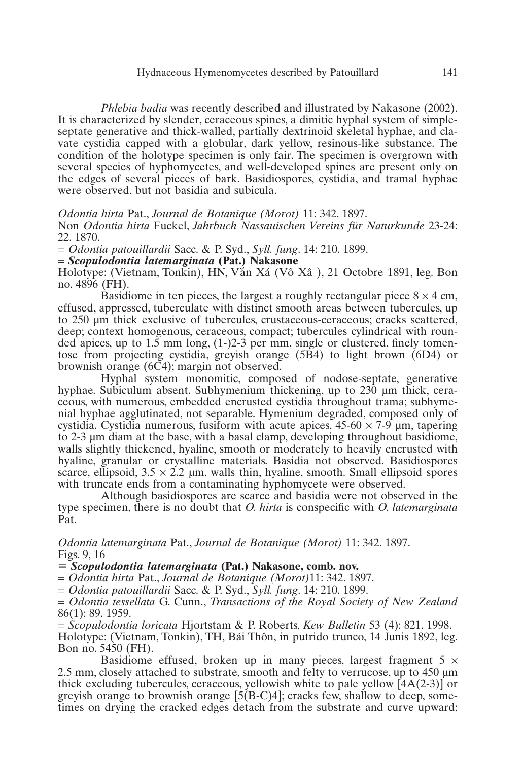*Phlebia badia* was recently described and illustrated by Nakasone (2002). It is characterized by slender, ceraceous spines, a dimitic hyphal system of simple-septate generative and thick-walled, partially dextrinoid skeletal hyphae, and clavate cystidia capped with a globular, dark yellow, resinous-like substance. The condition of the holotype specimen is only fair. The specimen is overgrown with several species of hyphomycetes, and well-developed spines are present only on the edges of several pieces of bark. Basidiospores, cystidia, and tramal hyphae were observed, but not basidia and subicula.

*Odontia hirta* Pat., *Journal de Botanique (Morot)* 11: 342. 1897.
Non *Odontia hirta* Fuckel, *Jahrbuch Nassauischen Vereins für Naturkunde* 23-24: 22. 1870.
= *Odontia patouillardii* Sacc. & P. Syd., *Syll. fung*. 14: 210. 1899.
= ***Scopulodontia latemarginata* (Pat.) Nakasone**
Holotype: (Vietnam, Tonkin), HN, Văn Xá (Vô Xâ ), 21 Octobre 1891, leg. Bon no. 4896 (FH).

Basidiome in ten pieces, the largest a roughly rectangular piece 8 × 4 cm, effused, appressed, tuberculate with distinct smooth areas between tubercules, up to 250 µm thick exclusive of tubercules, crustaceous-ceraceous; cracks scattered, deep; context homogenous, ceraceous, compact; tubercules cylindrical with rounded apices, up to 1.5 mm long, (1-)2-3 per mm, single or clustered, finely tomentose from projecting cystidia, greyish orange (5B4) to light brown (6D4) or brownish orange (6C4); margin not observed.

Hyphal system monomitic, composed of nodose-septate, generative hyphae. Subiculum absent. Subhymenium thickening, up to 230 µm thick, ceraceous, with numerous, embedded encrusted cystidia throughout trama; subhymenial hyphae agglutinated, not separable. Hymenium degraded, composed only of cystidia. Cystidia numerous, fusiform with acute apices, 45-60 × 7-9 µm, tapering to 2-3 µm diam at the base, with a basal clamp, developing throughout basidiome, walls slightly thickened, hyaline, smooth or moderately to heavily encrusted with hyaline, granular or crystalline materials. Basidia not observed. Basidiospores scarce, ellipsoid, 3.5 × 2.2 µm, walls thin, hyaline, smooth. Small ellipsoid spores with truncate ends from a contaminating hyphomycete were observed.

Although basidiospores are scarce and basidia were not observed in the type specimen, there is no doubt that *O. hirta* is conspecific with *O. latemarginata* Pat.

*Odontia latemarginata* Pat., *Journal de Botanique (Morot)* 11: 342. 1897.
Figs. 9, 16
≡ ***Scopulodontia latemarginata* (Pat.) Nakasone, comb. nov.**
= *Odontia hirta* Pat., *Journal de Botanique (Morot)*11: 342. 1897.
= *Odontia patouillardii* Sacc. & P. Syd., *Syll. fung*. 14: 210. 1899.
= *Odontia tessellata* G. Cunn., *Transactions of the Royal Society of New Zealand* 86(1): 89. 1959.
= *Scopulodontia loricata* Hjortstam & P. Roberts, *Kew Bulletin* 53 (4): 821. 1998.
Holotype: (Vietnam, Tonkin), TH, Bái Thôn, in putrido trunco, 14 Junis 1892, leg. Bon no. 5450 (FH).

Basidiome effused, broken up in many pieces, largest fragment 5 × 2.5 mm, closely attached to substrate, smooth and felty to verrucose, up to 450 µm thick excluding tubercules, ceraceous, yellowish white to pale yellow [4A(2-3)] or greyish orange to brownish orange [5(B-C)4]; cracks few, shallow to deep, sometimes on drying the cracked edges detach from the substrate and curve upward;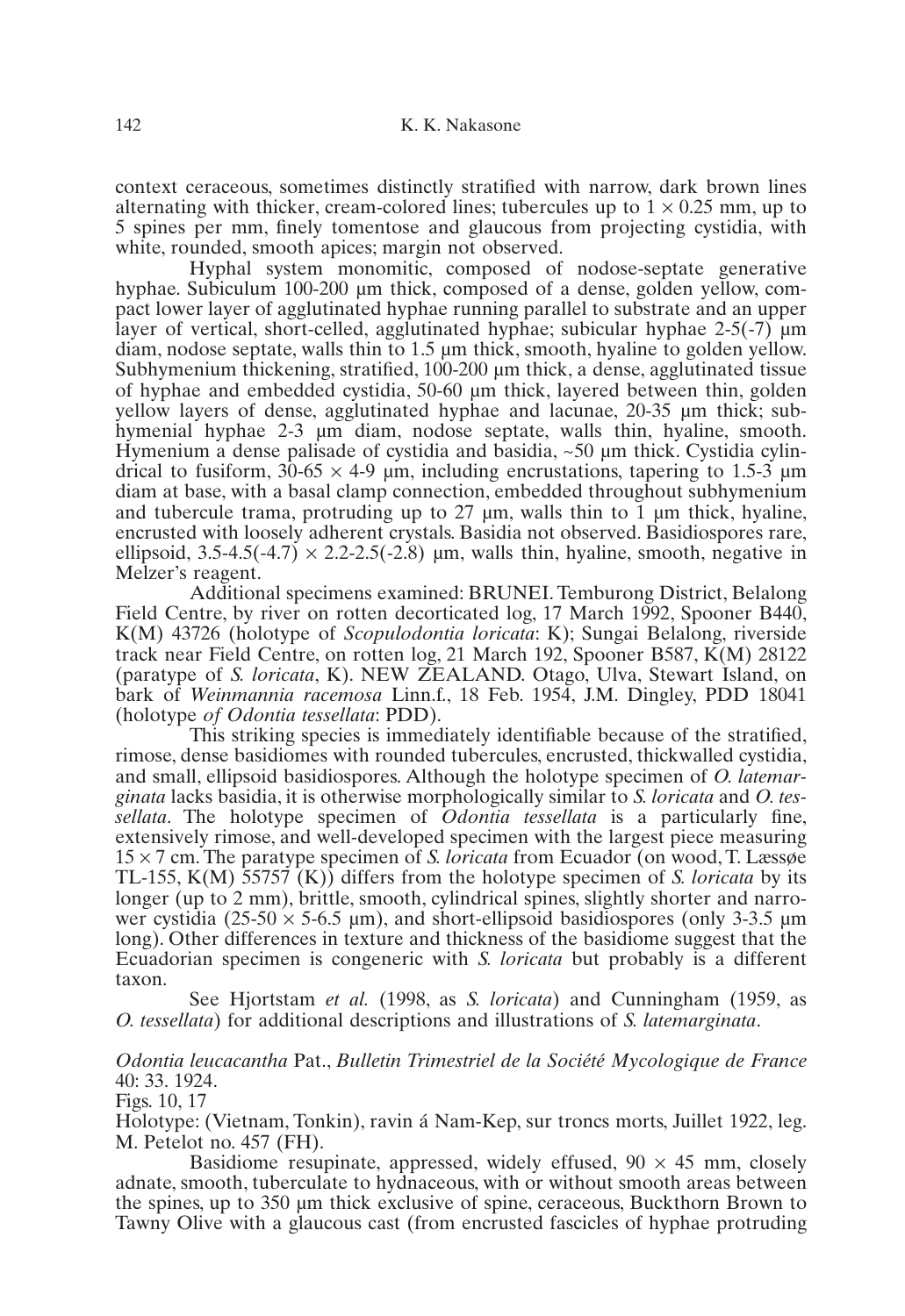context ceraceous, sometimes distinctly stratified with narrow, dark brown lines alternating with thicker, cream-colored lines; tubercules up to 1 × 0.25 mm, up to 5 spines per mm, finely tomentose and glaucous from projecting cystidia, with white, rounded, smooth apices; margin not observed.

Hyphal system monomitic, composed of nodose-septate generative hyphae. Subiculum 100-200 µm thick, composed of a dense, golden yellow, compact lower layer of agglutinated hyphae running parallel to substrate and an upper layer of vertical, short-celled, agglutinated hyphae; subicular hyphae 2-5(-7) µm diam, nodose septate, walls thin to 1.5 µm thick, smooth, hyaline to golden yellow. Subhymenium thickening, stratified, 100-200 µm thick, a dense, agglutinated tissue of hyphae and embedded cystidia, 50-60 µm thick, layered between thin, golden yellow layers of dense, agglutinated hyphae and lacunae, 20-35 µm thick; subhymenial hyphae 2-3 µm diam, nodose septate, walls thin, hyaline, smooth. Hymenium a dense palisade of cystidia and basidia, ~50 µm thick. Cystidia cylindrical to fusiform, 30-65 × 4-9 µm, including encrustations, tapering to 1.5-3 µm diam at base, with a basal clamp connection, embedded throughout subhymenium and tubercule trama, protruding up to 27 µm, walls thin to 1 µm thick, hyaline, encrusted with loosely adherent crystals. Basidia not observed. Basidiospores rare, ellipsoid, 3.5-4.5(-4.7) × 2.2-2.5(-2.8) µm, walls thin, hyaline, smooth, negative in Melzer's reagent.

Additional specimens examined: BRUNEI. Temburong District, Belalong Field Centre, by river on rotten decorticated log, 17 March 1992, Spooner B440, K(M) 43726 (holotype of *Scopulodontia loricata*: K); Sungai Belalong, riverside track near Field Centre, on rotten log, 21 March 192, Spooner B587, K(M) 28122 (paratype of *S. loricata*, K). NEW ZEALAND. Otago, Ulva, Stewart Island, on bark of *Weinmannia racemosa* Linn.f., 18 Feb. 1954, J.M. Dingley, PDD 18041 (holotype *of Odontia tessellata*: PDD).

This striking species is immediately identifiable because of the stratified, rimose, dense basidiomes with rounded tubercules, encrusted, thickwalled cystidia, and small, ellipsoid basidiospores. Although the holotype specimen of *O. latemarginata* lacks basidia, it is otherwise morphologically similar to *S. loricata* and *O. tessellata*. The holotype specimen of *Odontia tessellata* is a particularly fine, extensively rimose, and well-developed specimen with the largest piece measuring 15 × 7 cm. The paratype specimen of *S. loricata* from Ecuador (on wood, T. Læssøe TL-155, K(M) 55757 (K)) differs from the holotype specimen of *S. loricata* by its longer (up to 2 mm), brittle, smooth, cylindrical spines, slightly shorter and narrower cystidia (25-50 × 5-6.5 µm), and short-ellipsoid basidiospores (only 3-3.5 µm long). Other differences in texture and thickness of the basidiome suggest that the Ecuadorian specimen is congeneric with *S. loricata* but probably is a different taxon.

See Hjortstam *et al.* (1998, as *S. loricata*) and Cunningham (1959, as *O. tessellata*) for additional descriptions and illustrations of *S. latemarginata*.

*Odontia leucacantha* Pat., *Bulletin Trimestriel de la Société Mycologique de France* 40: 33. 1924.

Figs. 10, 17

Holotype: (Vietnam, Tonkin), ravin á Nam-Kep, sur troncs morts, Juillet 1922, leg. M. Petelot no. 457 (FH).

Basidiome resupinate, appressed, widely effused, 90 × 45 mm, closely adnate, smooth, tuberculate to hydnaceous, with or without smooth areas between the spines, up to 350 µm thick exclusive of spine, ceraceous, Buckthorn Brown to Tawny Olive with a glaucous cast (from encrusted fascicles of hyphae protruding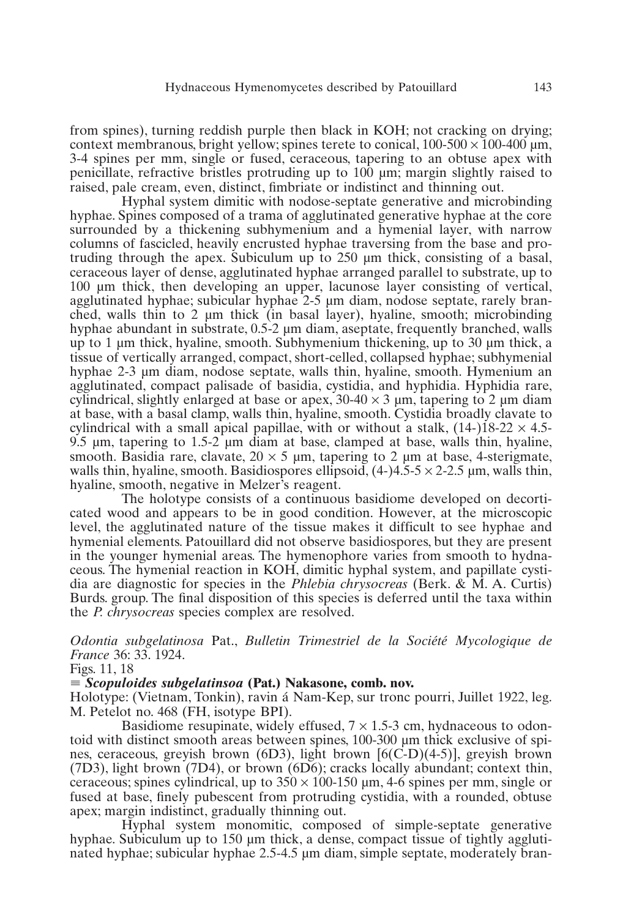from spines), turning reddish purple then black in KOH; not cracking on drying; context membranous, bright yellow; spines terete to conical, 100-500 × 100-400 µm, 3-4 spines per mm, single or fused, ceraceous, tapering to an obtuse apex with penicillate, refractive bristles protruding up to 100 µm; margin slightly raised to raised, pale cream, even, distinct, fimbriate or indistinct and thinning out.

Hyphal system dimitic with nodose-septate generative and microbinding hyphae. Spines composed of a trama of agglutinated generative hyphae at the core surrounded by a thickening subhymenium and a hymenial layer, with narrow columns of fascicled, heavily encrusted hyphae traversing from the base and protruding through the apex. Subiculum up to 250 µm thick, consisting of a basal, ceraceous layer of dense, agglutinated hyphae arranged parallel to substrate, up to 100 µm thick, then developing an upper, lacunose layer consisting of vertical, agglutinated hyphae; subicular hyphae 2-5 µm diam, nodose septate, rarely branched, walls thin to 2 µm thick (in basal layer), hyaline, smooth; microbinding hyphae abundant in substrate, 0.5-2 µm diam, aseptate, frequently branched, walls up to 1 µm thick, hyaline, smooth. Subhymenium thickening, up to 30 µm thick, a tissue of vertically arranged, compact, short-celled, collapsed hyphae; subhymenial hyphae 2-3 µm diam, nodose septate, walls thin, hyaline, smooth. Hymenium an agglutinated, compact palisade of basidia, cystidia, and hyphidia. Hyphidia rare, cylindrical, slightly enlarged at base or apex, 30-40 × 3 µm, tapering to 2 µm diam at base, with a basal clamp, walls thin, hyaline, smooth. Cystidia broadly clavate to cylindrical with a small apical papillae, with or without a stalk, (14-)18-22 × 4.5-9.5 µm, tapering to 1.5-2 µm diam at base, clamped at base, walls thin, hyaline, smooth. Basidia rare, clavate, 20 × 5 µm, tapering to 2 µm at base, 4-sterigmate, walls thin, hyaline, smooth. Basidiospores ellipsoid, (4-)4.5-5 × 2-2.5 µm, walls thin, hyaline, smooth, negative in Melzer's reagent.

The holotype consists of a continuous basidiome developed on decorticated wood and appears to be in good condition. However, at the microscopic level, the agglutinated nature of the tissue makes it difficult to see hyphae and hymenial elements. Patouillard did not observe basidiospores, but they are present in the younger hymenial areas. The hymenophore varies from smooth to hydnaceous. The hymenial reaction in KOH, dimitic hyphal system, and papillate cystidia are diagnostic for species in the *Phlebia chrysocreas* (Berk. & M. A. Curtis) Burds. group. The final disposition of this species is deferred until the taxa within the *P. chrysocreas* species complex are resolved.

*Odontia subgelatinosa* Pat., *Bulletin Trimestriel de la Société Mycologique de France* 36: 33. 1924.

Figs. 11, 18

≡ ***Scopuloides subgelatinsoa* (Pat.) Nakasone, comb. nov.**

Holotype: (Vietnam, Tonkin), ravin á Nam-Kep, sur tronc pourri, Juillet 1922, leg. M. Petelot no. 468 (FH, isotype BPI).

Basidiome resupinate, widely effused, 7 × 1.5-3 cm, hydnaceous to odontoid with distinct smooth areas between spines, 100-300 µm thick exclusive of spines, ceraceous, greyish brown (6D3), light brown [6(C-D)(4-5)], greyish brown (7D3), light brown (7D4), or brown (6D6); cracks locally abundant; context thin, ceraceous; spines cylindrical, up to 350 × 100-150 µm, 4-6 spines per mm, single or fused at base, finely pubescent from protruding cystidia, with a rounded, obtuse apex; margin indistinct, gradually thinning out.

Hyphal system monomitic, composed of simple-septate generative hyphae. Subiculum up to 150 µm thick, a dense, compact tissue of tightly agglutinated hyphae; subicular hyphae 2.5-4.5 µm diam, simple septate, moderately bran-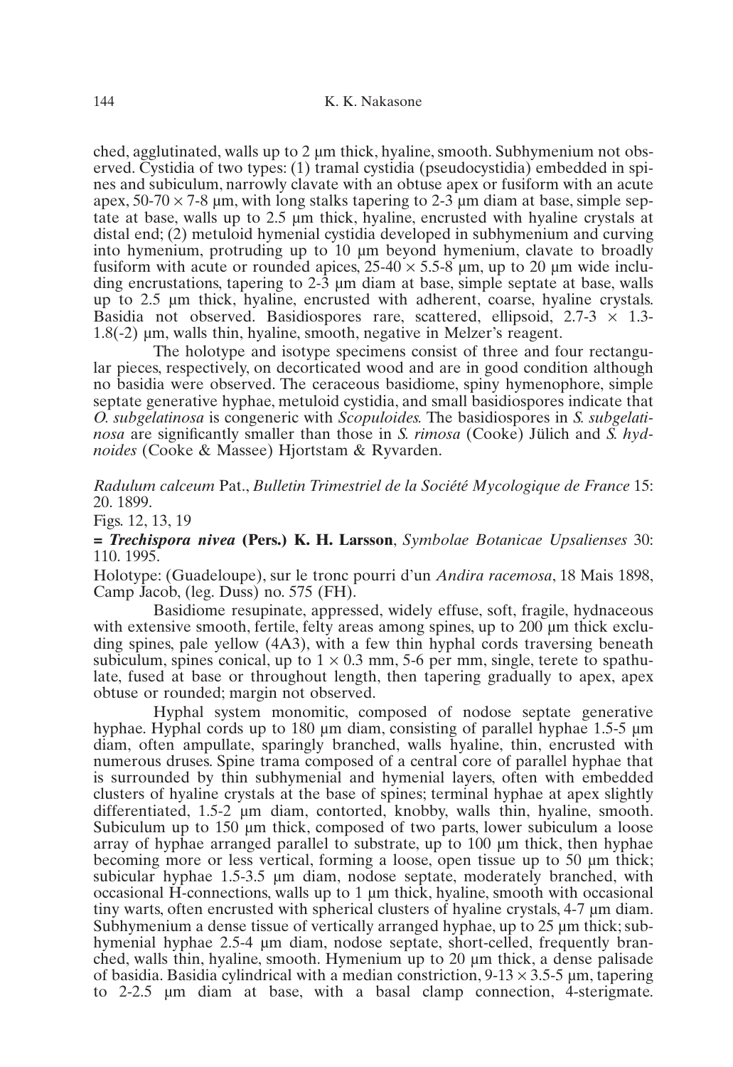ched, agglutinated, walls up to 2 µm thick, hyaline, smooth. Subhymenium not observed. Cystidia of two types: (1) tramal cystidia (pseudocystidia) embedded in spines and subiculum, narrowly clavate with an obtuse apex or fusiform with an acute apex, 50-70 × 7-8 µm, with long stalks tapering to 2-3 µm diam at base, simple septate at base, walls up to 2.5 µm thick, hyaline, encrusted with hyaline crystals at distal end; (2) metuloid hymenial cystidia developed in subhymenium and curving into hymenium, protruding up to 10 µm beyond hymenium, clavate to broadly fusiform with acute or rounded apices, 25-40 × 5.5-8 µm, up to 20 µm wide including encrustations, tapering to 2-3 µm diam at base, simple septate at base, walls up to 2.5 µm thick, hyaline, encrusted with adherent, coarse, hyaline crystals. Basidia not observed. Basidiospores rare, scattered, ellipsoid, 2.7-3 × 1.3-1.8(-2) µm, walls thin, hyaline, smooth, negative in Melzer's reagent.

The holotype and isotype specimens consist of three and four rectangular pieces, respectively, on decorticated wood and are in good condition although no basidia were observed. The ceraceous basidiome, spiny hymenophore, simple septate generative hyphae, metuloid cystidia, and small basidiospores indicate that *O. subgelatinosa* is congeneric with *Scopuloides*. The basidiospores in *S. subgelatinosa* are significantly smaller than those in *S. rimosa* (Cooke) Jülich and *S. hydnoides* (Cooke & Massee) Hjortstam & Ryvarden.

*Radulum calceum* Pat., *Bulletin Trimestriel de la Société Mycologique de France* 15: 20. 1899.

Figs. 12, 13, 19

= ***Trechispora nivea*** **(Pers.) K. H. Larsson**, *Symbolae Botanicae Upsalienses* 30: 110. 1995.

Holotype: (Guadeloupe), sur le tronc pourri d'un *Andira racemosa*, 18 Mais 1898, Camp Jacob, (leg. Duss) no. 575 (FH).

Basidiome resupinate, appressed, widely effuse, soft, fragile, hydnaceous with extensive smooth, fertile, felty areas among spines, up to 200 µm thick excluding spines, pale yellow (4A3), with a few thin hyphal cords traversing beneath subiculum, spines conical, up to 1 × 0.3 mm, 5-6 per mm, single, terete to spathulate, fused at base or throughout length, then tapering gradually to apex, apex obtuse or rounded; margin not observed.

Hyphal system monomitic, composed of nodose septate generative hyphae. Hyphal cords up to 180 µm diam, consisting of parallel hyphae 1.5-5 µm diam, often ampullate, sparingly branched, walls hyaline, thin, encrusted with numerous druses. Spine trama composed of a central core of parallel hyphae that is surrounded by thin subhymenial and hymenial layers, often with embedded clusters of hyaline crystals at the base of spines; terminal hyphae at apex slightly differentiated, 1.5-2 µm diam, contorted, knobby, walls thin, hyaline, smooth. Subiculum up to 150 µm thick, composed of two parts, lower subiculum a loose array of hyphae arranged parallel to substrate, up to 100 µm thick, then hyphae becoming more or less vertical, forming a loose, open tissue up to 50 µm thick; subicular hyphae 1.5-3.5 µm diam, nodose septate, moderately branched, with occasional H-connections, walls up to 1 µm thick, hyaline, smooth with occasional tiny warts, often encrusted with spherical clusters of hyaline crystals, 4-7 µm diam. Subhymenium a dense tissue of vertically arranged hyphae, up to 25 µm thick; subhymenial hyphae 2.5-4 µm diam, nodose septate, short-celled, frequently branched, walls thin, hyaline, smooth. Hymenium up to 20 µm thick, a dense palisade of basidia. Basidia cylindrical with a median constriction, 9-13 × 3.5-5 µm, tapering to 2-2.5 µm diam at base, with a basal clamp connection, 4-sterigmate.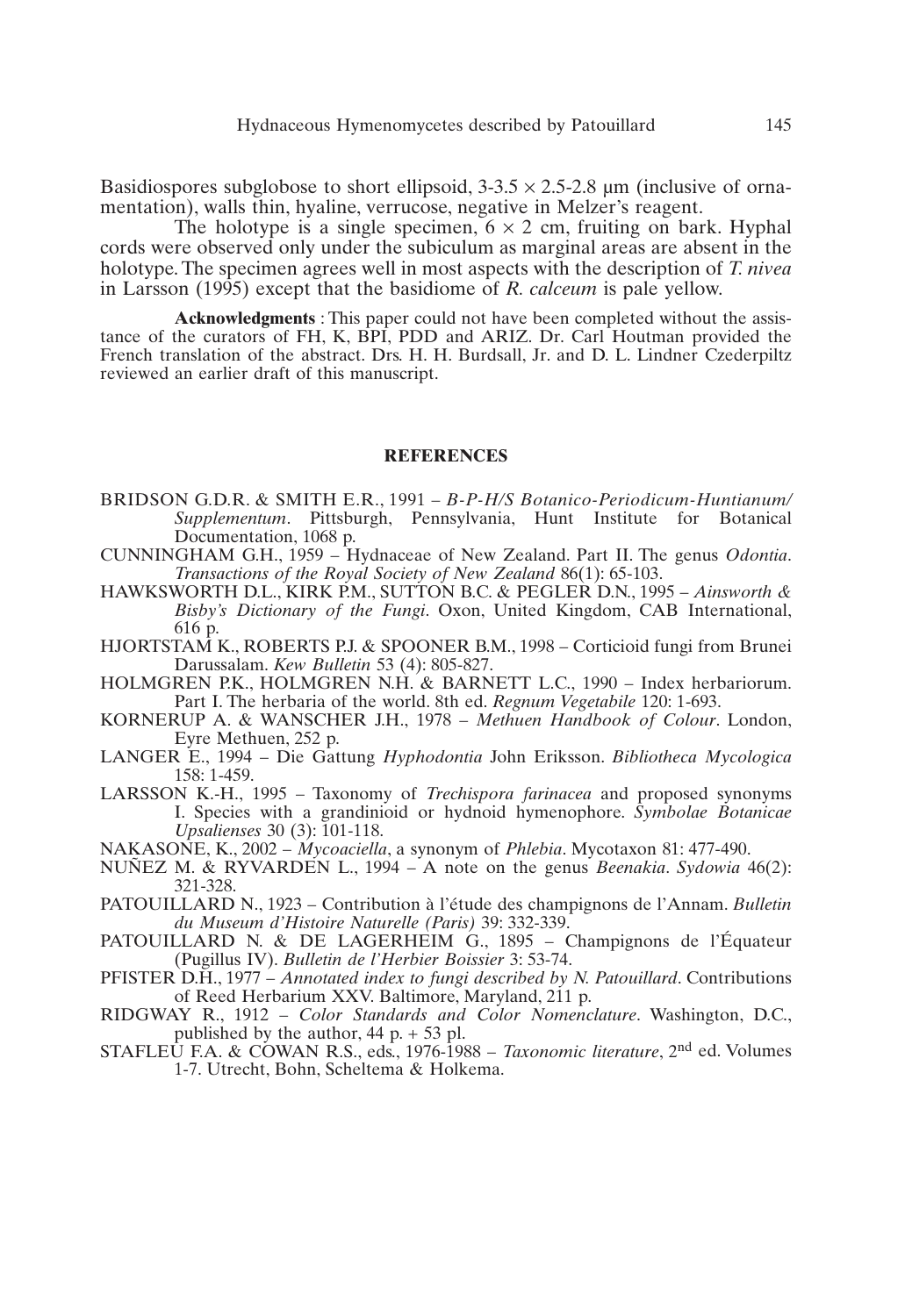Basidiospores subglobose to short ellipsoid, 3-3.5 × 2.5-2.8 µm (inclusive of ornamentation), walls thin, hyaline, verrucose, negative in Melzer's reagent.

The holotype is a single specimen, 6 × 2 cm, fruiting on bark. Hyphal cords were observed only under the subiculum as marginal areas are absent in the holotype. The specimen agrees well in most aspects with the description of *T. nivea* in Larsson (1995) except that the basidiome of *R. calceum* is pale yellow.

**Acknowledgments** : This paper could not have been completed without the assistance of the curators of FH, K, BPI, PDD and ARIZ. Dr. Carl Houtman provided the French translation of the abstract. Drs. H. H. Burdsall, Jr. and D. L. Lindner Czederpiltz reviewed an earlier draft of this manuscript.

## REFERENCES

BRIDSON G.D.R. & SMITH E.R., 1991 – *B-P-H/S Botanico-Periodicum-Huntianum/Supplementum*. Pittsburgh, Pennsylvania, Hunt Institute for Botanical Documentation, 1068 p.

CUNNINGHAM G.H., 1959 – Hydnaceae of New Zealand. Part II. The genus *Odontia*. *Transactions of the Royal Society of New Zealand* 86(1): 65-103.

HAWKSWORTH D.L., KIRK P.M., SUTTON B.C. & PEGLER D.N., 1995 – *Ainsworth & Bisby's Dictionary of the Fungi*. Oxon, United Kingdom, CAB International, 616 p.

HJORTSTAM K., ROBERTS P.J. & SPOONER B.M., 1998 – Corticioid fungi from Brunei Darussalam. *Kew Bulletin* 53 (4): 805-827.

HOLMGREN P.K., HOLMGREN N.H. & BARNETT L.C., 1990 – Index herbariorum. Part I. The herbaria of the world. 8th ed. *Regnum Vegetabile* 120: 1-693.

KORNERUP A. & WANSCHER J.H., 1978 – *Methuen Handbook of Colour*. London, Eyre Methuen, 252 p.

LANGER E., 1994 – Die Gattung *Hyphodontia* John Eriksson. *Bibliotheca Mycologica* 158: 1-459.

LARSSON K.-H., 1995 – Taxonomy of *Trechispora farinacea* and proposed synonyms I. Species with a grandinioid or hydnoid hymenophore. *Symbolae Botanicae Upsalienses* 30 (3): 101-118.

NAKASONE, K., 2002 – *Mycoaciella*, a synonym of *Phlebia*. Mycotaxon 81: 477-490.

NUÑEZ M. & RYVARDEN L., 1994 – A note on the genus *Beenakia*. *Sydowia* 46(2): 321-328.

PATOUILLARD N., 1923 – Contribution à l'étude des champignons de l'Annam. *Bulletin du Museum d'Histoire Naturelle (Paris)* 39: 332-339.

PATOUILLARD N. & DE LAGERHEIM G., 1895 – Champignons de l'Équateur (Pugillus IV). *Bulletin de l'Herbier Boissier* 3: 53-74.

PFISTER D.H., 1977 – *Annotated index to fungi described by N. Patouillard*. Contributions of Reed Herbarium XXV. Baltimore, Maryland, 211 p.

RIDGWAY R., 1912 – *Color Standards and Color Nomenclature*. Washington, D.C., published by the author, 44 p. + 53 pl.

STAFLEU F.A. & COWAN R.S., eds., 1976-1988 – *Taxonomic literature*, 2nd ed. Volumes 1-7. Utrecht, Bohn, Scheltema & Holkema.